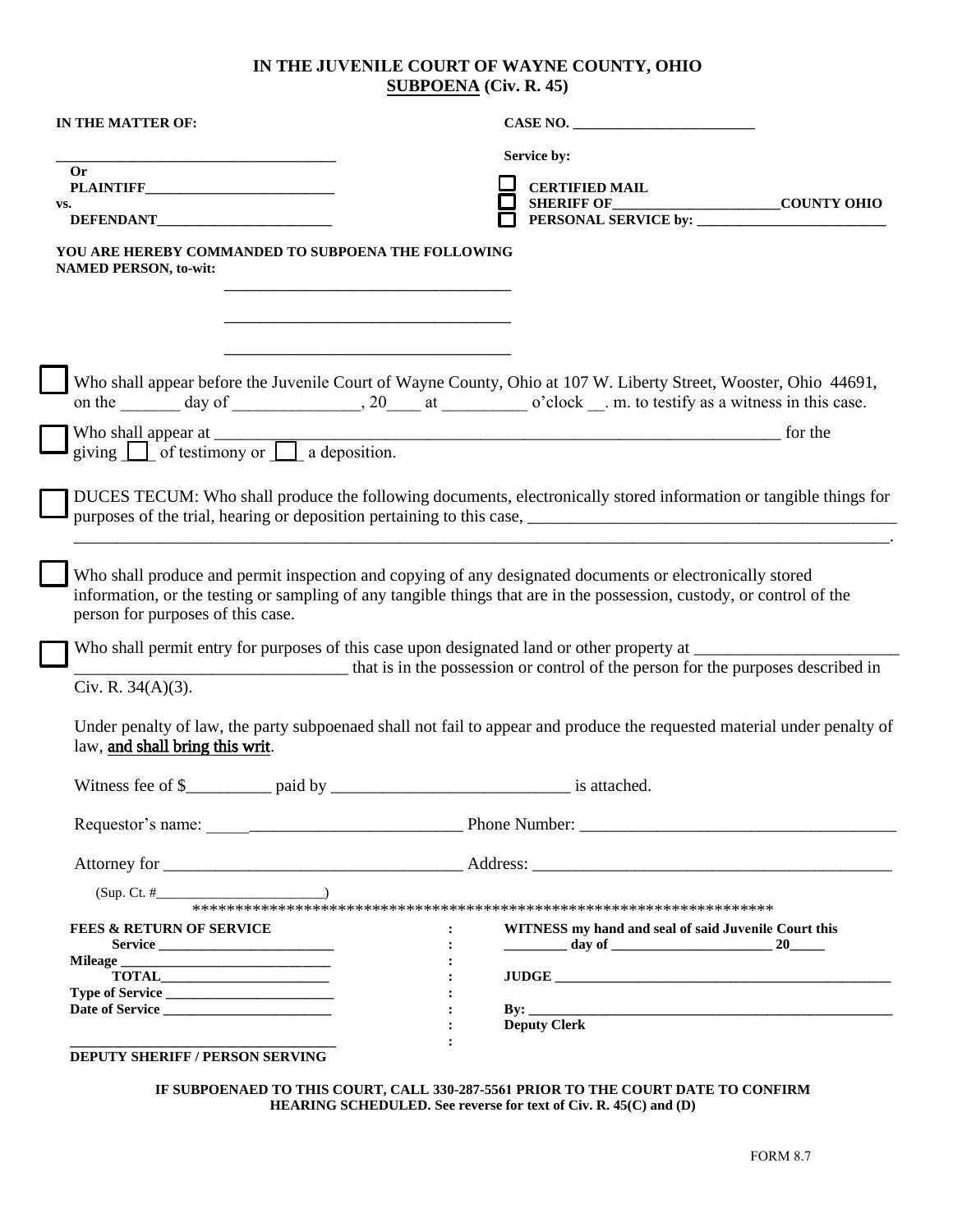# IN THE JUVENILE COURT OF WAYNE COUNTY, OHIO
## SUBPOENA (Civ. R. 45)

**IN THE MATTER OF:**

______________________________________

**Or**
**PLAINTIFF**___________________________
**vs.**
**DEFENDANT**_________________________

**CASE NO.** ___________________________

**Service by:**

☐ **CERTIFIED MAIL**
☐ **SHERIFF OF**________________________**COUNTY OHIO**
☐ **PERSONAL SERVICE by:** ___________________________

**YOU ARE HEREBY COMMANDED TO SUBPOENA THE FOLLOWING NAMED PERSON, to-wit:**

_____________________________________

_____________________________________

_____________________________________

☐ Who shall appear before the Juvenile Court of Wayne County, Ohio at 107 W. Liberty Street, Wooster, Ohio 44691, on the _______ day of _______________, 20____ at __________ o'clock __. m. to testify as a witness in this case.

☐ Who shall appear at ______________________________________________________________________ for the giving ☐ of testimony or ☐ a deposition.

☐ DUCES TECUM: Who shall produce the following documents, electronically stored information or tangible things for purposes of the trial, hearing or deposition pertaining to this case, _____________________________________________
_____________________________________________________________________________________________.

☐ Who shall produce and permit inspection and copying of any designated documents or electronically stored information, or the testing or sampling of any tangible things that are in the possession, custody, or control of the person for purposes of this case.

☐ Who shall permit entry for purposes of this case upon designated land or other property at ________________________
_______________________________ that is in the possession or control of the person for the purposes described in Civ. R. 34(A)(3).

Under penalty of law, the party subpoenaed shall not fail to appear and produce the requested material under penalty of law, and shall bring this writ.

Witness fee of $__________ paid by ____________________________ is attached.

Requestor's name: ______________________________ Phone Number: _____________________________________

Attorney for __________________________________ Address: __________________________________________

(Sup. Ct. #_________________________)

*********************************************************************

**FEES & RETURN OF SERVICE**
**Service** _________________________
**Mileage** ____________________________
**TOTAL**________________________
**Type of Service** ________________________
**Date of Service** ________________________

___________________________________
**DEPUTY SHERIFF / PERSON SERVING**

**WITNESS my hand and seal of said Juvenile Court this**
**_________ day of _______________________ 20_____**

**JUDGE** ______________________________________________

**By:** _________________________________________________
**Deputy Clerk**

**IF SUBPOENAED TO THIS COURT, CALL 330-287-5561 PRIOR TO THE COURT DATE TO CONFIRM HEARING SCHEDULED. See reverse for text of Civ. R. 45(C) and (D)**

FORM 8.7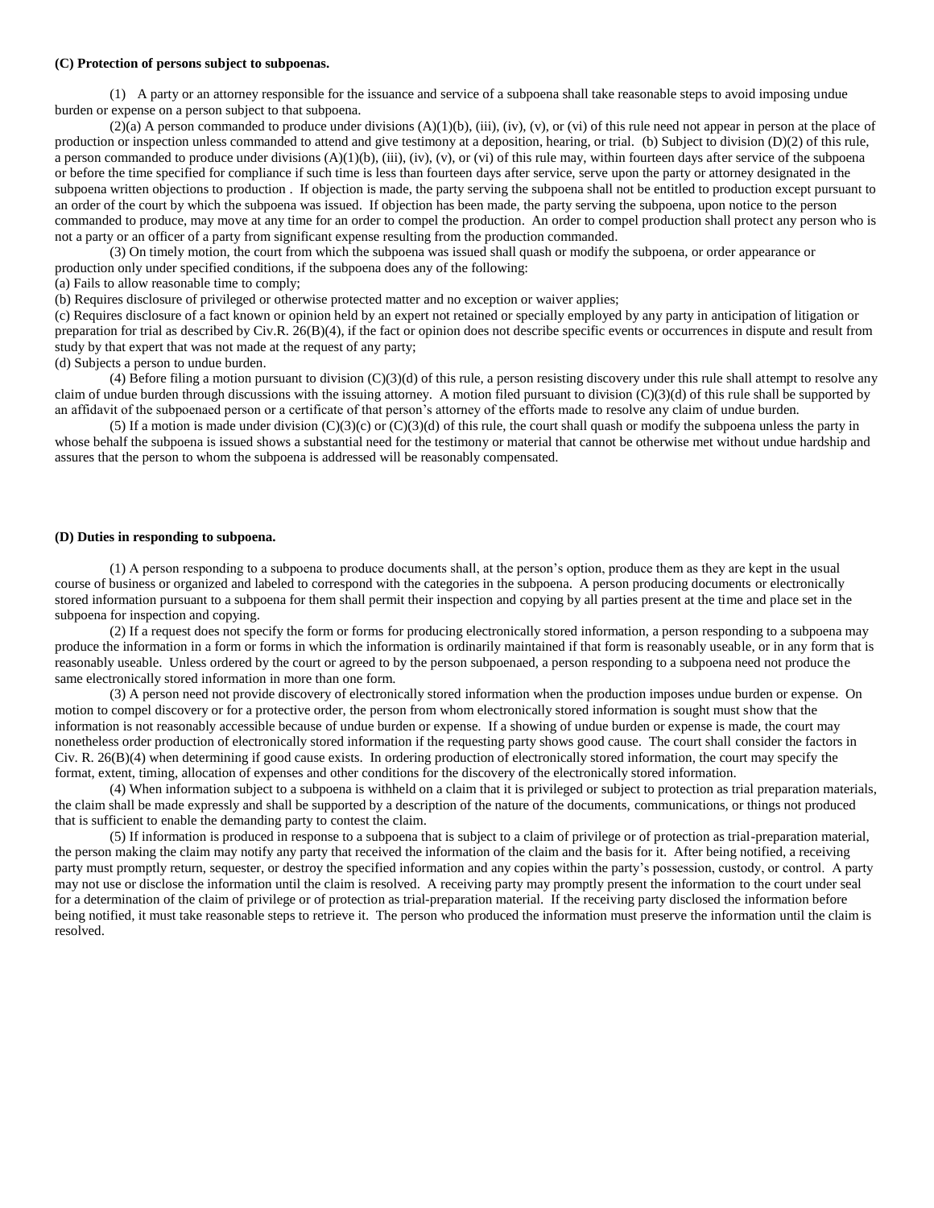**(C) Protection of persons subject to subpoenas.**

(1) A party or an attorney responsible for the issuance and service of a subpoena shall take reasonable steps to avoid imposing undue burden or expense on a person subject to that subpoena.

(2)(a) A person commanded to produce under divisions (A)(1)(b), (iii), (iv), (v), or (vi) of this rule need not appear in person at the place of production or inspection unless commanded to attend and give testimony at a deposition, hearing, or trial. (b) Subject to division (D)(2) of this rule, a person commanded to produce under divisions (A)(1)(b), (iii), (iv), (v), or (vi) of this rule may, within fourteen days after service of the subpoena or before the time specified for compliance if such time is less than fourteen days after service, serve upon the party or attorney designated in the subpoena written objections to production . If objection is made, the party serving the subpoena shall not be entitled to production except pursuant to an order of the court by which the subpoena was issued. If objection has been made, the party serving the subpoena, upon notice to the person commanded to produce, may move at any time for an order to compel the production. An order to compel production shall protect any person who is not a party or an officer of a party from significant expense resulting from the production commanded.

(3) On timely motion, the court from which the subpoena was issued shall quash or modify the subpoena, or order appearance or production only under specified conditions, if the subpoena does any of the following:

(a) Fails to allow reasonable time to comply;

(b) Requires disclosure of privileged or otherwise protected matter and no exception or waiver applies;

(c) Requires disclosure of a fact known or opinion held by an expert not retained or specially employed by any party in anticipation of litigation or preparation for trial as described by Civ.R. 26(B)(4), if the fact or opinion does not describe specific events or occurrences in dispute and result from study by that expert that was not made at the request of any party;

(d) Subjects a person to undue burden.

(4) Before filing a motion pursuant to division (C)(3)(d) of this rule, a person resisting discovery under this rule shall attempt to resolve any claim of undue burden through discussions with the issuing attorney. A motion filed pursuant to division (C)(3)(d) of this rule shall be supported by an affidavit of the subpoenaed person or a certificate of that person's attorney of the efforts made to resolve any claim of undue burden.

(5) If a motion is made under division (C)(3)(c) or (C)(3)(d) of this rule, the court shall quash or modify the subpoena unless the party in whose behalf the subpoena is issued shows a substantial need for the testimony or material that cannot be otherwise met without undue hardship and assures that the person to whom the subpoena is addressed will be reasonably compensated.

**(D) Duties in responding to subpoena.**

(1) A person responding to a subpoena to produce documents shall, at the person's option, produce them as they are kept in the usual course of business or organized and labeled to correspond with the categories in the subpoena. A person producing documents or electronically stored information pursuant to a subpoena for them shall permit their inspection and copying by all parties present at the time and place set in the subpoena for inspection and copying.

(2) If a request does not specify the form or forms for producing electronically stored information, a person responding to a subpoena may produce the information in a form or forms in which the information is ordinarily maintained if that form is reasonably useable, or in any form that is reasonably useable. Unless ordered by the court or agreed to by the person subpoenaed, a person responding to a subpoena need not produce the same electronically stored information in more than one form.

(3) A person need not provide discovery of electronically stored information when the production imposes undue burden or expense. On motion to compel discovery or for a protective order, the person from whom electronically stored information is sought must show that the information is not reasonably accessible because of undue burden or expense. If a showing of undue burden or expense is made, the court may nonetheless order production of electronically stored information if the requesting party shows good cause. The court shall consider the factors in Civ. R. 26(B)(4) when determining if good cause exists. In ordering production of electronically stored information, the court may specify the format, extent, timing, allocation of expenses and other conditions for the discovery of the electronically stored information.

(4) When information subject to a subpoena is withheld on a claim that it is privileged or subject to protection as trial preparation materials, the claim shall be made expressly and shall be supported by a description of the nature of the documents, communications, or things not produced that is sufficient to enable the demanding party to contest the claim.

(5) If information is produced in response to a subpoena that is subject to a claim of privilege or of protection as trial-preparation material, the person making the claim may notify any party that received the information of the claim and the basis for it. After being notified, a receiving party must promptly return, sequester, or destroy the specified information and any copies within the party's possession, custody, or control. A party may not use or disclose the information until the claim is resolved. A receiving party may promptly present the information to the court under seal for a determination of the claim of privilege or of protection as trial-preparation material. If the receiving party disclosed the information before being notified, it must take reasonable steps to retrieve it. The person who produced the information must preserve the information until the claim is resolved.